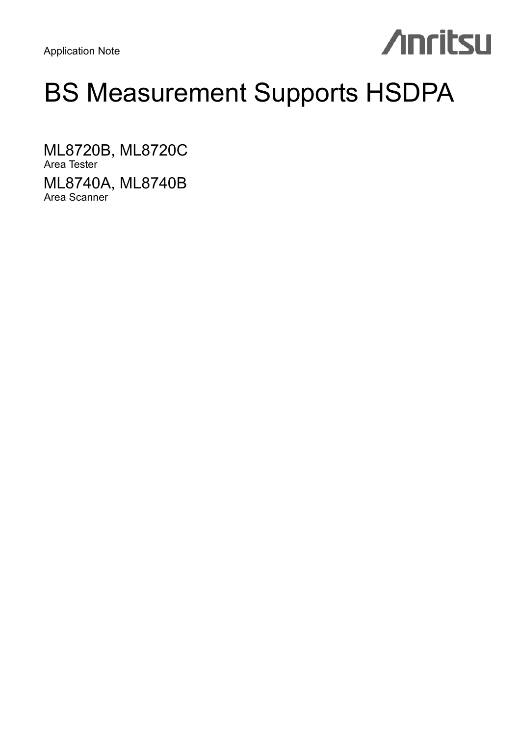Application Note

Anritsu

# BS Measurement Supports HSDPA

## ML8720B, ML8720C
Area Tester

## ML8740A, ML8740B
Area Scanner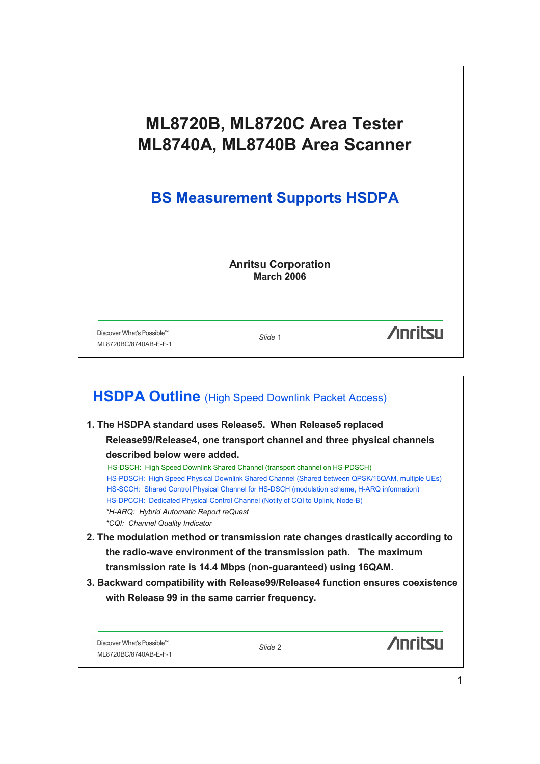# ML8720B, ML8720C Area Tester
# ML8740A, ML8740B Area Scanner

## BS Measurement Supports HSDPA

**Anritsu Corporation**
**March 2006**

---

## HSDPA Outline (High Speed Downlink Packet Access)

1. **The HSDPA standard uses Release5. When Release5 replaced Release99/Release4, one transport channel and three physical channels described below were added.**

   HS-DSCH: High Speed Downlink Shared Channel (transport channel on HS-PDSCH)
   HS-PDSCH: High Speed Physical Downlink Shared Channel (Shared between QPSK/16QAM, multiple UEs)
   HS-SCCH: Shared Control Physical Channel for HS-DSCH (modulation scheme, H-ARQ information)
   HS-DPCCH: Dedicated Physical Control Channel (Notify of CQI to Uplink, Node-B)
   **H-ARQ: Hybrid Automatic Report reQuest*
   **CQI: Channel Quality Indicator*

2. **The modulation method or transmission rate changes drastically according to the radio-wave environment of the transmission path. The maximum transmission rate is 14.4 Mbps (non-guaranteed) using 16QAM.**

3. **Backward compatibility with Release99/Release4 function ensures coexistence with Release 99 in the same carrier frequency.**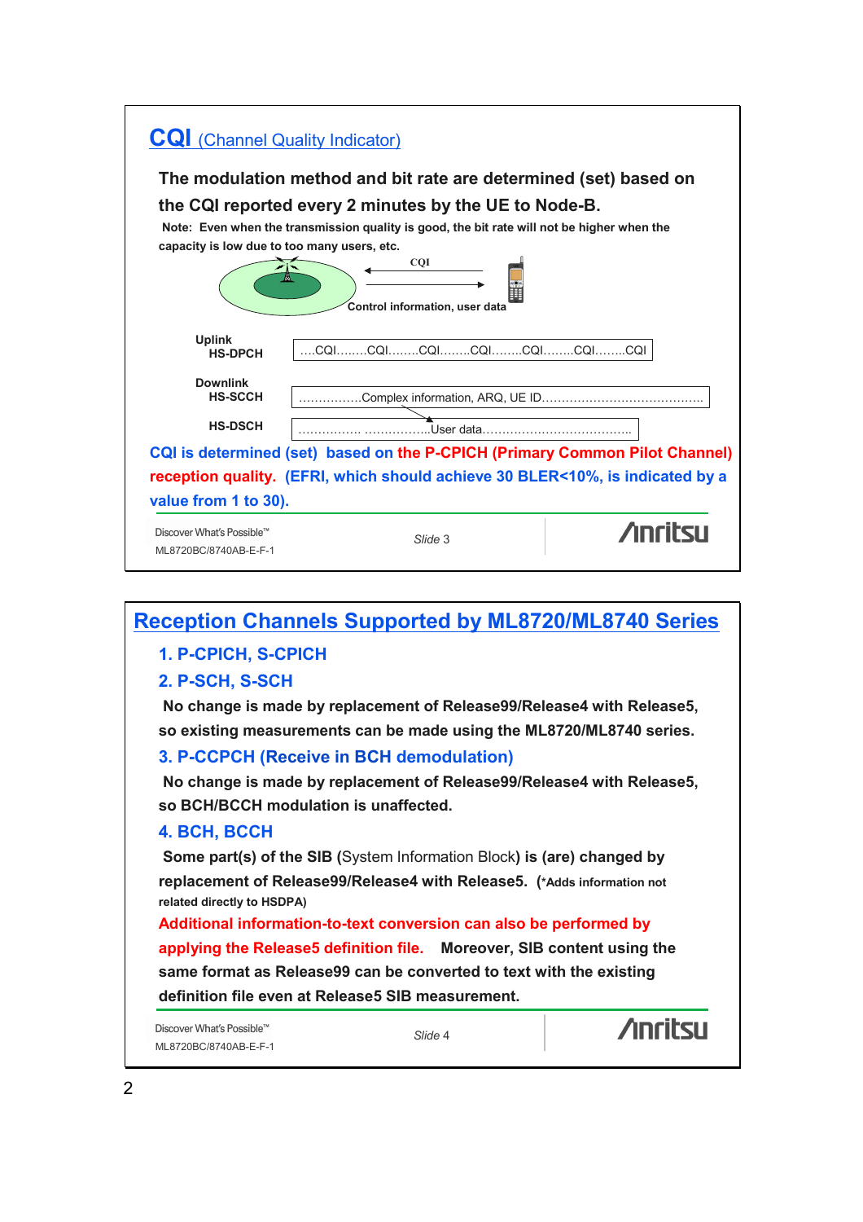# CQI (Channel Quality Indicator)

**The modulation method and bit rate are determined (set) based on the CQI reported every 2 minutes by the UE to Node-B.**

**Note: Even when the transmission quality is good, the bit rate will not be higher when the capacity is low due to too many users, etc.**

CQI

Control information, user data

| | |
|---|---|
| **Uplink HS-DPCH** | ....CQI........CQI........CQI........CQI........CQI........CQI........CQI |
| **Downlink HS-SCCH** | ................Complex information, ARQ, UE ID........................................ |
| **HS-DSCH** | ................ ..................User data...................................... |

**CQI is determined (set) based on the P-CPICH (Primary Common Pilot Channel) reception quality. (EFRI, which should achieve 30 BLER<10%, is indicated by a value from 1 to 30).**

Discover What's Possible™
ML8720BC/8740AB-E-F-1

*Slide 3*

# Reception Channels Supported by ML8720/ML8740 Series

## 1. P-CPICH, S-CPICH

## 2. P-SCH, S-SCH

**No change is made by replacement of Release99/Release4 with Release5, so existing measurements can be made using the ML8720/ML8740 series.**

## 3. P-CCPCH (Receive in BCH demodulation)

**No change is made by replacement of Release99/Release4 with Release5, so BCH/BCCH modulation is unaffected.**

## 4. BCH, BCCH

**Some part(s) of the SIB** (System Information Block) **is (are) changed by replacement of Release99/Release4 with Release5. (\*Adds information not related directly to HSDPA)**

**Additional information-to-text conversion can also be performed by applying the Release5 definition file. Moreover, SIB content using the same format as Release99 can be converted to text with the existing definition file even at Release5 SIB measurement.**

Discover What's Possible™
ML8720BC/8740AB-E-F-1

*Slide 4*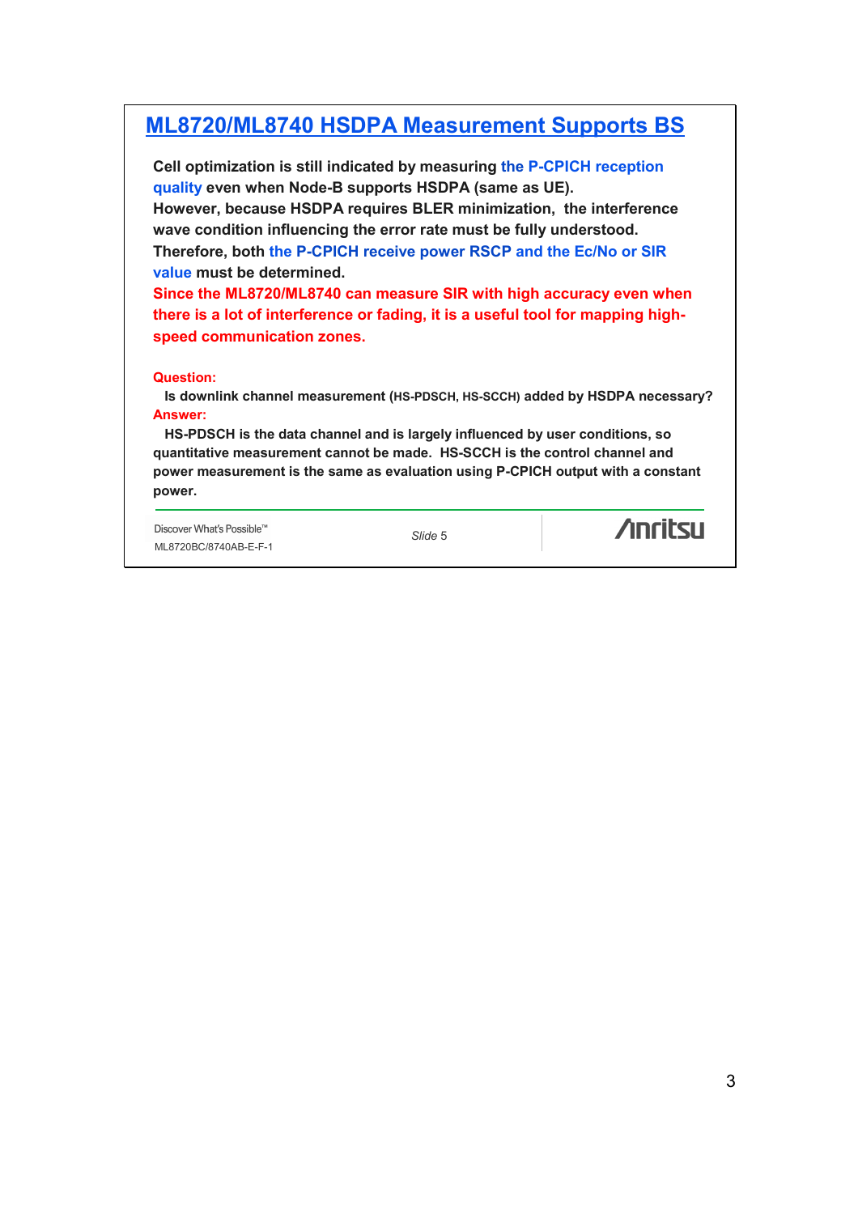## ML8720/ML8740 HSDPA Measurement Supports BS

**Cell optimization is still indicated by measuring the P-CPICH reception quality even when Node-B supports HSDPA (same as UE).**
**However, because HSDPA requires BLER minimization, the interference wave condition influencing the error rate must be fully understood.**
**Therefore, both the P-CPICH receive power RSCP and the Ec/No or SIR value must be determined.**
**Since the ML8720/ML8740 can measure SIR with high accuracy even when there is a lot of interference or fading, it is a useful tool for mapping high-speed communication zones.**

**Question:**
**Is downlink channel measurement (HS-PDSCH, HS-SCCH) added by HSDPA necessary?**
**Answer:**
**HS-PDSCH is the data channel and is largely influenced by user conditions, so quantitative measurement cannot be made. HS-SCCH is the control channel and power measurement is the same as evaluation using P-CPICH output with a constant power.**

Discover What's Possible™
ML8720BC/8740AB-E-F-1

*Slide 5*

Anritsu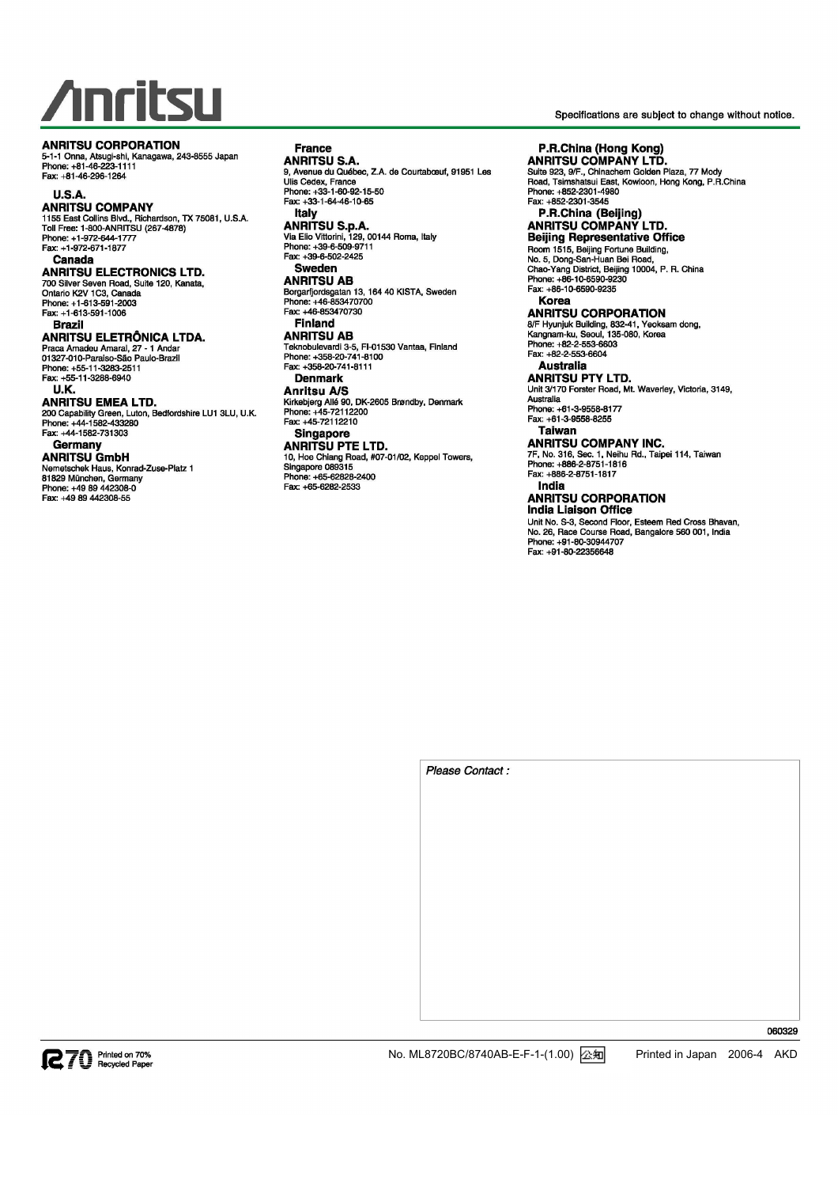# Anritsu

Specifications are subject to change without notice.

**ANRITSU CORPORATION**
5-1-1 Onna, Atsugi-shi, Kanagawa, 243-8555 Japan
Phone: +81-46-223-1111
Fax: +81-46-296-1264

**U.S.A.**
**ANRITSU COMPANY**
1155 East Collins Blvd., Richardson, TX 75081, U.S.A.
Toll Free: 1-800-ANRITSU (267-4878)
Phone: +1-972-644-1777
Fax: +1-972-671-1877

**Canada**
**ANRITSU ELECTRONICS LTD.**
700 Silver Seven Road, Suite 120, Kanata,
Ontario K2V 1C3, Canada
Phone: +1-613-591-2003
Fax: +1-613-591-1006

**Brazil**
**ANRITSU ELETRÔNICA LTDA.**
Praca Amadeu Amaral, 27 - 1 Andar
01327-010-Paraiso-São Paulo-Brazil
Phone: +55-11-3283-2511
Fax: +55-11-3288-6940

**U.K.**
**ANRITSU EMEA LTD.**
200 Capability Green, Luton, Bedfordshire LU1 3LU, U.K.
Phone: +44-1582-433280
Fax: +44-1582-731303

**Germany**
**ANRITSU GmbH**
Nemetschek Haus, Konrad-Zuse-Platz 1
81829 München, Germany
Phone: +49 89 442308-0
Fax: +49 89 442308-55

**France**
**ANRITSU S.A.**
9, Avenue du Québec, Z.A. de Courtabœuf, 91951 Les Ulis Cedex, France
Phone: +33-1-60-92-15-50
Fax: +33-1-64-46-10-65

**Italy**
**ANRITSU S.p.A.**
Via Elio Vittorini, 129, 00144 Roma, Italy
Phone: +39-6-509-9711
Fax: +39-6-502-2425

**Sweden**
**ANRITSU AB**
Borgarfjordsgatan 13, 164 40 KISTA, Sweden
Phone: +46-853470700
Fax: +46-853470730

**Finland**
**ANRITSU AB**
Teknobulevardi 3-5, FI-01530 Vantaa, Finland
Phone: +358-20-741-8100
Fax: +358-20-741-8111

**Denmark**
**Anritsu A/S**
Kirkebjerg Allé 90, DK-2605 Brøndby, Denmark
Phone: +45-72112200
Fax: +45-72112210

**Singapore**
**ANRITSU PTE LTD.**
10, Hoe Chiang Road, #07-01/02, Keppel Towers,
Singapore 089315
Phone: +65-62828-2400
Fax: +65-6282-2533

**P.R.China (Hong Kong)**
**ANRITSU COMPANY LTD.**
Suite 923, 9/F., Chinachem Golden Plaza, 77 Mody Road, Tsimshatsui East, Kowloon, Hong Kong, P.R.China
Phone: +852-2301-4980
Fax: +852-2301-3545

**P.R.China (Beijing)**
**ANRITSU COMPANY LTD.**
**Beijing Representative Office**
Room 1515, Beijing Fortune Building,
No. 5, Dong-San-Huan Bei Road,
Chao-Yang District, Beijing 10004, P. R. China
Phone: +86-10-6590-9230
Fax: +86-10-6590-9235

**Korea**
**ANRITSU CORPORATION**
8/F Hyunjuk Building, 832-41, Yeoksam dong,
Kangnam-ku, Seoul, 135-080, Korea
Phone: +82-2-553-6603
Fax: +82-2-553-6604

**Australia**
**ANRITSU PTY LTD.**
Unit 3/170 Forster Road, Mt. Waverley, Victoria, 3149, Australia
Phone: +61-3-9558-8177
Fax: +61-3-9558-8255

**Taiwan**
**ANRITSU COMPANY INC.**
7F, No. 316, Sec. 1, Neihu Rd., Taipei 114, Taiwan
Phone: +886-2-8751-1816
Fax: +886-2-8751-1817

**India**
**ANRITSU CORPORATION**
**India Liaison Office**
Unit No. S-3, Second Floor, Esteem Red Cross Bhavan,
No. 26, Race Course Road, Bangalore 560 001, India
Phone: +91-80-30944707
Fax: +91-80-22356648

*Please Contact :*

060329

Printed on 70% Recycled Paper

No. ML8720BC/8740AB-E-F-1-(1.00) 公知 Printed in Japan 2006-4 AKD